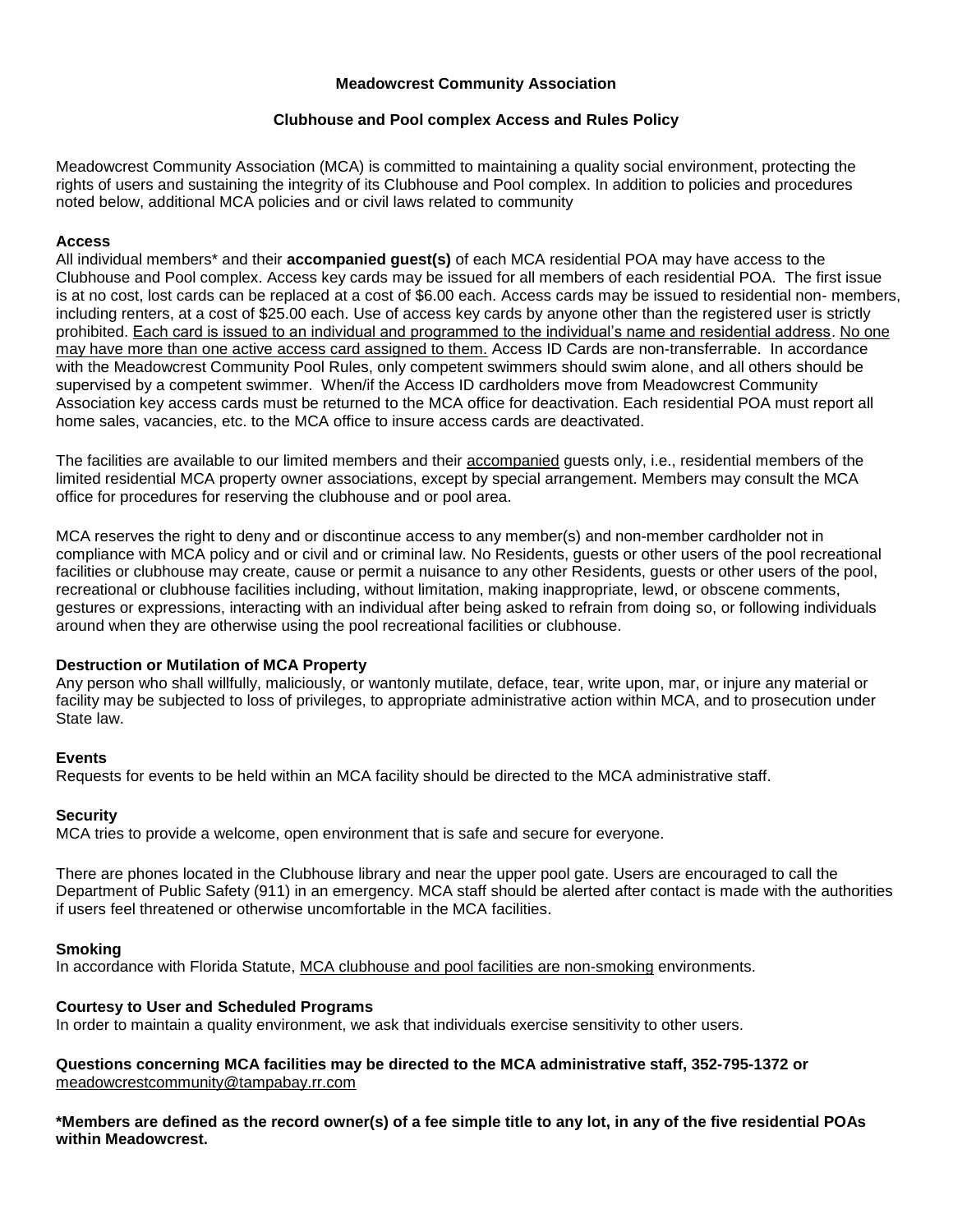**Meadowcrest Community Association**

**Clubhouse and Pool complex Access and Rules Policy**

Meadowcrest Community Association (MCA) is committed to maintaining a quality social environment, protecting the rights of users and sustaining the integrity of its Clubhouse and Pool complex. In addition to policies and procedures noted below, additional MCA policies and or civil laws related to community

**Access**

All individual members* and their **accompanied guest(s)** of each MCA residential POA may have access to the Clubhouse and Pool complex. Access key cards may be issued for all members of each residential POA. The first issue is at no cost, lost cards can be replaced at a cost of $6.00 each. Access cards may be issued to residential non- members, including renters, at a cost of $25.00 each. Use of access key cards by anyone other than the registered user is strictly prohibited. <u>Each card is issued to an individual and programmed to the individual's name and residential address</u>. <u>No one may have more than one active access card assigned to them.</u> Access ID Cards are non-transferrable. In accordance with the Meadowcrest Community Pool Rules, only competent swimmers should swim alone, and all others should be supervised by a competent swimmer. When/if the Access ID cardholders move from Meadowcrest Community Association key access cards must be returned to the MCA office for deactivation. Each residential POA must report all home sales, vacancies, etc. to the MCA office to insure access cards are deactivated.

The facilities are available to our limited members and their <u>accompanied</u> guests only, i.e., residential members of the limited residential MCA property owner associations, except by special arrangement. Members may consult the MCA office for procedures for reserving the clubhouse and or pool area.

MCA reserves the right to deny and or discontinue access to any member(s) and non-member cardholder not in compliance with MCA policy and or civil and or criminal law. No Residents, guests or other users of the pool recreational facilities or clubhouse may create, cause or permit a nuisance to any other Residents, guests or other users of the pool, recreational or clubhouse facilities including, without limitation, making inappropriate, lewd, or obscene comments, gestures or expressions, interacting with an individual after being asked to refrain from doing so, or following individuals around when they are otherwise using the pool recreational facilities or clubhouse.

**Destruction or Mutilation of MCA Property**

Any person who shall willfully, maliciously, or wantonly mutilate, deface, tear, write upon, mar, or injure any material or facility may be subjected to loss of privileges, to appropriate administrative action within MCA, and to prosecution under State law.

**Events**

Requests for events to be held within an MCA facility should be directed to the MCA administrative staff.

**Security**

MCA tries to provide a welcome, open environment that is safe and secure for everyone.

There are phones located in the Clubhouse library and near the upper pool gate. Users are encouraged to call the Department of Public Safety (911) in an emergency. MCA staff should be alerted after contact is made with the authorities if users feel threatened or otherwise uncomfortable in the MCA facilities.

**Smoking**

In accordance with Florida Statute, <u>MCA clubhouse and pool facilities are non-smoking</u> environments.

**Courtesy to User and Scheduled Programs**

In order to maintain a quality environment, we ask that individuals exercise sensitivity to other users.

**Questions concerning MCA facilities may be directed to the MCA administrative staff, 352-795-1372 or** meadowcrestcommunity@tampabay.rr.com

**\*Members are defined as the record owner(s) of a fee simple title to any lot, in any of the five residential POAs within Meadowcrest.**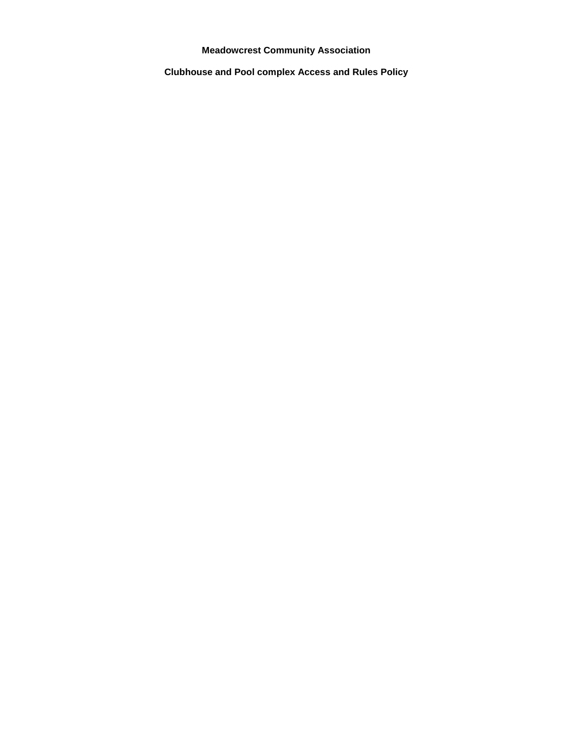**Meadowcrest Community Association**

**Clubhouse and Pool complex Access and Rules Policy**